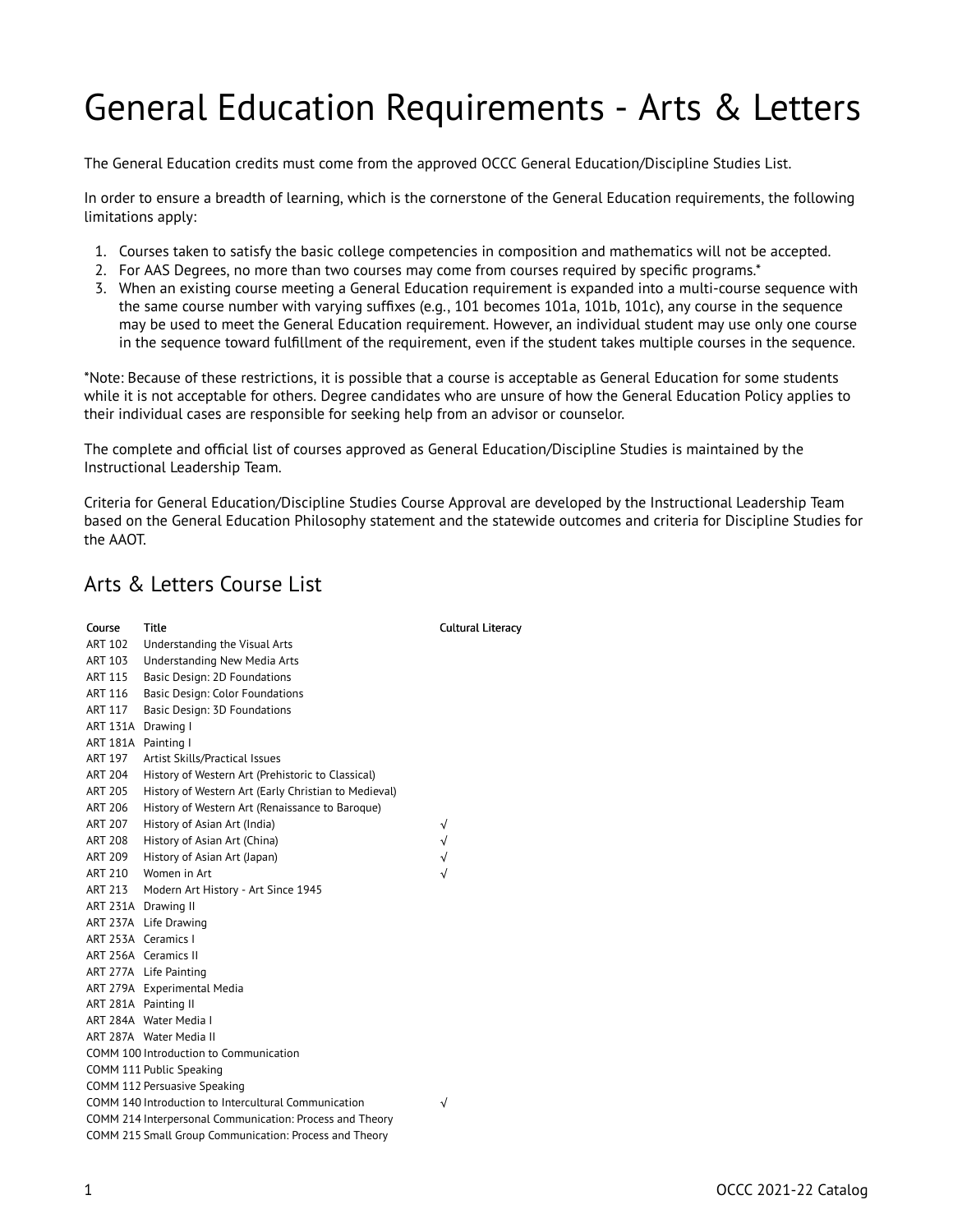# General Education Requirements - Arts & Letters

The General Education credits must come from the approved OCCC General Education/Discipline Studies List.

In order to ensure a breadth of learning, which is the cornerstone of the General Education requirements, the following limitations apply:

1. Courses taken to satisfy the basic college competencies in composition and mathematics will not be accepted.
2. For AAS Degrees, no more than two courses may come from courses required by specific programs.*
3. When an existing course meeting a General Education requirement is expanded into a multi-course sequence with the same course number with varying suffixes (e.g., 101 becomes 101a, 101b, 101c), any course in the sequence may be used to meet the General Education requirement. However, an individual student may use only one course in the sequence toward fulfillment of the requirement, even if the student takes multiple courses in the sequence.

*Note: Because of these restrictions, it is possible that a course is acceptable as General Education for some students while it is not acceptable for others. Degree candidates who are unsure of how the General Education Policy applies to their individual cases are responsible for seeking help from an advisor or counselor.

The complete and official list of courses approved as General Education/Discipline Studies is maintained by the Instructional Leadership Team.

Criteria for General Education/Discipline Studies Course Approval are developed by the Instructional Leadership Team based on the General Education Philosophy statement and the statewide outcomes and criteria for Discipline Studies for the AAOT.

## Arts & Letters Course List

| Course | Title | Cultural Literacy |
|---|---|---|
| ART 102 | Understanding the Visual Arts | |
| ART 103 | Understanding New Media Arts | |
| ART 115 | Basic Design: 2D Foundations | |
| ART 116 | Basic Design: Color Foundations | |
| ART 117 | Basic Design: 3D Foundations | |
| ART 131A | Drawing I | |
| ART 181A | Painting I | |
| ART 197 | Artist Skills/Practical Issues | |
| ART 204 | History of Western Art (Prehistoric to Classical) | |
| ART 205 | History of Western Art (Early Christian to Medieval) | |
| ART 206 | History of Western Art (Renaissance to Baroque) | |
| ART 207 | History of Asian Art (India) | √ |
| ART 208 | History of Asian Art (China) | √ |
| ART 209 | History of Asian Art (Japan) | √ |
| ART 210 | Women in Art | √ |
| ART 213 | Modern Art History - Art Since 1945 | |
| ART 231A | Drawing II | |
| ART 237A | Life Drawing | |
| ART 253A | Ceramics I | |
| ART 256A | Ceramics II | |
| ART 277A | Life Painting | |
| ART 279A | Experimental Media | |
| ART 281A | Painting II | |
| ART 284A | Water Media I | |
| ART 287A | Water Media II | |
| COMM 100 | Introduction to Communication | |
| COMM 111 | Public Speaking | |
| COMM 112 | Persuasive Speaking | |
| COMM 140 | Introduction to Intercultural Communication | √ |
| COMM 214 | Interpersonal Communication: Process and Theory | |
| COMM 215 | Small Group Communication: Process and Theory | |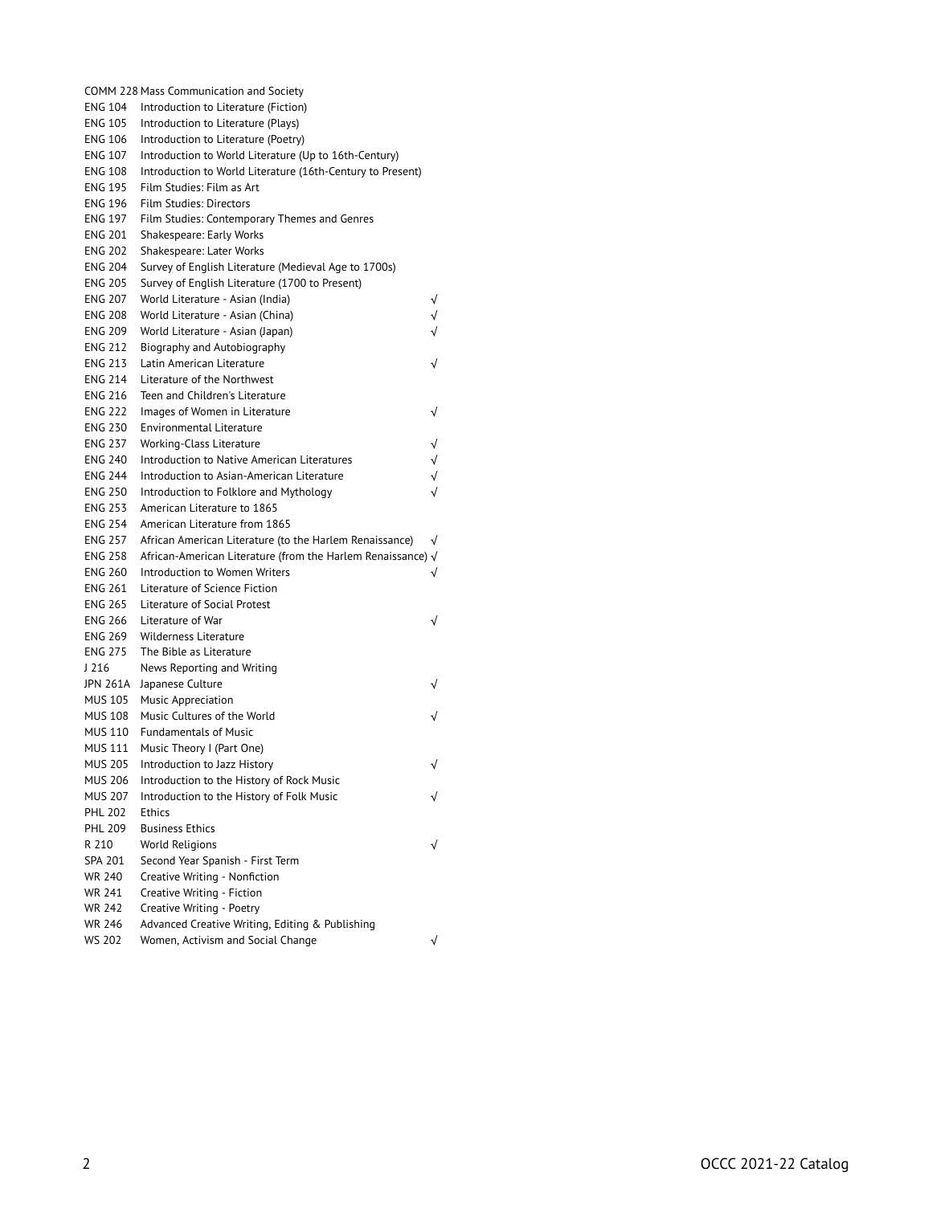| | | |
|---|---|---|
| COMM 228 | Mass Communication and Society | |
| ENG 104 | Introduction to Literature (Fiction) | |
| ENG 105 | Introduction to Literature (Plays) | |
| ENG 106 | Introduction to Literature (Poetry) | |
| ENG 107 | Introduction to World Literature (Up to 16th-Century) | |
| ENG 108 | Introduction to World Literature (16th-Century to Present) | |
| ENG 195 | Film Studies: Film as Art | |
| ENG 196 | Film Studies: Directors | |
| ENG 197 | Film Studies: Contemporary Themes and Genres | |
| ENG 201 | Shakespeare: Early Works | |
| ENG 202 | Shakespeare: Later Works | |
| ENG 204 | Survey of English Literature (Medieval Age to 1700s) | |
| ENG 205 | Survey of English Literature (1700 to Present) | |
| ENG 207 | World Literature - Asian (India) | √ |
| ENG 208 | World Literature - Asian (China) | √ |
| ENG 209 | World Literature - Asian (Japan) | √ |
| ENG 212 | Biography and Autobiography | |
| ENG 213 | Latin American Literature | √ |
| ENG 214 | Literature of the Northwest | |
| ENG 216 | Teen and Children's Literature | |
| ENG 222 | Images of Women in Literature | √ |
| ENG 230 | Environmental Literature | |
| ENG 237 | Working-Class Literature | √ |
| ENG 240 | Introduction to Native American Literatures | √ |
| ENG 244 | Introduction to Asian-American Literature | √ |
| ENG 250 | Introduction to Folklore and Mythology | √ |
| ENG 253 | American Literature to 1865 | |
| ENG 254 | American Literature from 1865 | |
| ENG 257 | African American Literature (to the Harlem Renaissance) | √ |
| ENG 258 | African-American Literature (from the Harlem Renaissance) | √ |
| ENG 260 | Introduction to Women Writers | √ |
| ENG 261 | Literature of Science Fiction | |
| ENG 265 | Literature of Social Protest | |
| ENG 266 | Literature of War | √ |
| ENG 269 | Wilderness Literature | |
| ENG 275 | The Bible as Literature | |
| J 216 | News Reporting and Writing | |
| JPN 261A | Japanese Culture | √ |
| MUS 105 | Music Appreciation | |
| MUS 108 | Music Cultures of the World | √ |
| MUS 110 | Fundamentals of Music | |
| MUS 111 | Music Theory I (Part One) | |
| MUS 205 | Introduction to Jazz History | √ |
| MUS 206 | Introduction to the History of Rock Music | |
| MUS 207 | Introduction to the History of Folk Music | √ |
| PHL 202 | Ethics | |
| PHL 209 | Business Ethics | |
| R 210 | World Religions | √ |
| SPA 201 | Second Year Spanish - First Term | |
| WR 240 | Creative Writing - Nonfiction | |
| WR 241 | Creative Writing - Fiction | |
| WR 242 | Creative Writing - Poetry | |
| WR 246 | Advanced Creative Writing, Editing & Publishing | |
| WS 202 | Women, Activism and Social Change | √ |